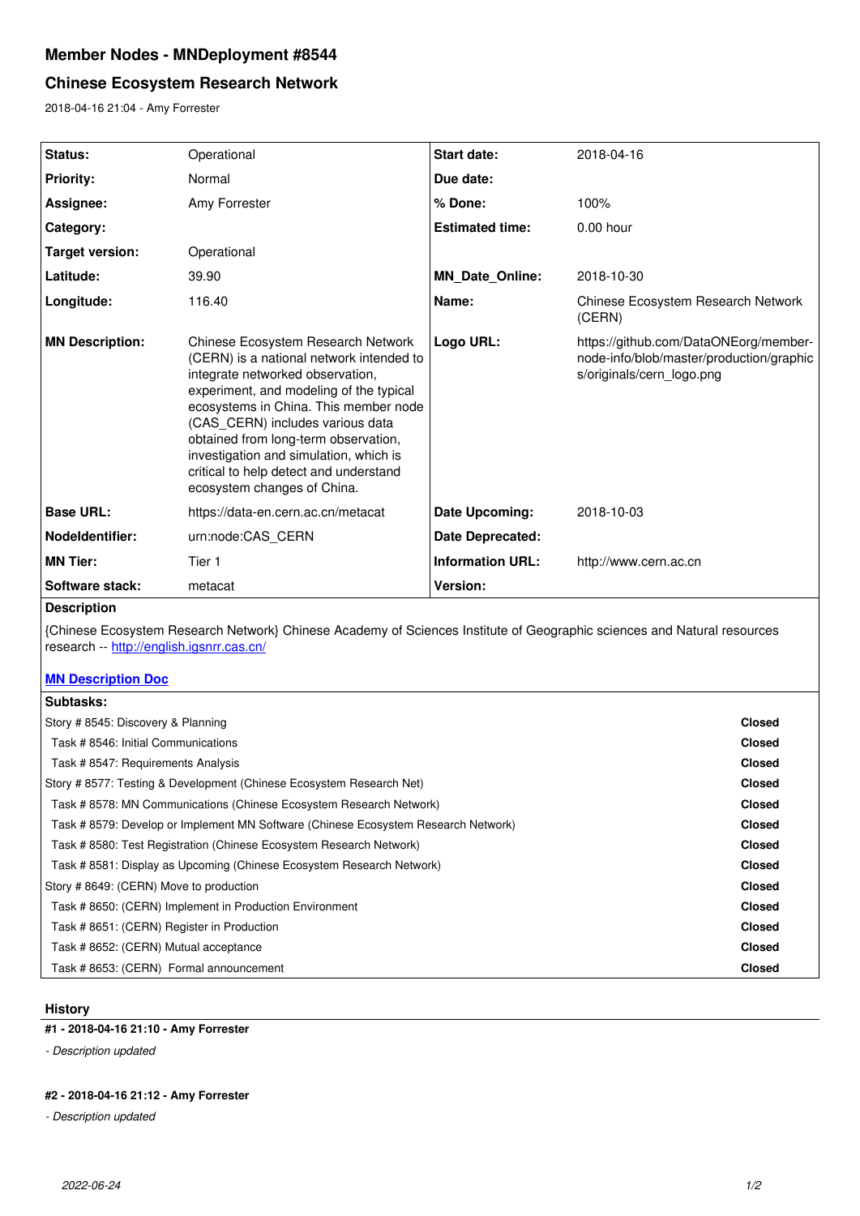## Member Nodes - MNDeployment #8544

## Chinese Ecosystem Research Network

2018-04-16 21:04 - Amy Forrester

| | | | |
|---|---|---|---|
| **Status:** | Operational | **Start date:** | 2018-04-16 |
| **Priority:** | Normal | **Due date:** | |
| **Assignee:** | Amy Forrester | **% Done:** | 100% |
| **Category:** | | **Estimated time:** | 0.00 hour |
| **Target version:** | Operational | | |
| **Latitude:** | 39.90 | **MN_Date_Online:** | 2018-10-30 |
| **Longitude:** | 116.40 | **Name:** | Chinese Ecosystem Research Network (CERN) |
| **MN Description:** | Chinese Ecosystem Research Network (CERN) is a national network intended to integrate networked observation, experiment, and modeling of the typical ecosystems in China. This member node (CAS_CERN) includes various data obtained from long-term observation, investigation and simulation, which is critical to help detect and understand ecosystem changes of China. | **Logo URL:** | https://github.com/DataONEorg/member-node-info/blob/master/production/graphics/originals/cern_logo.png |
| **Base URL:** | https://data-en.cern.ac.cn/metacat | **Date Upcoming:** | 2018-10-03 |
| **NodeIdentifier:** | urn:node:CAS_CERN | **Date Deprecated:** | |
| **MN Tier:** | Tier 1 | **Information URL:** | http://www.cern.ac.cn |
| **Software stack:** | metacat | **Version:** | |

**Description**

{Chinese Ecosystem Research Network} Chinese Academy of Sciences Institute of Geographic sciences and Natural resources research -- http://english.igsnrr.cas.cn/

**MN Description Doc**

**Subtasks:**

| | |
|---|---|
| Story # 8545: Discovery & Planning | **Closed** |
| Task # 8546: Initial Communications | **Closed** |
| Task # 8547: Requirements Analysis | **Closed** |
| Story # 8577: Testing & Development (Chinese Ecosystem Research Net) | **Closed** |
| Task # 8578: MN Communications (Chinese Ecosystem Research Network) | **Closed** |
| Task # 8579: Develop or Implement MN Software (Chinese Ecosystem Research Network) | **Closed** |
| Task # 8580: Test Registration (Chinese Ecosystem Research Network) | **Closed** |
| Task # 8581: Display as Upcoming (Chinese Ecosystem Research Network) | **Closed** |
| Story # 8649: (CERN) Move to production | **Closed** |
| Task # 8650: (CERN) Implement in Production Environment | **Closed** |
| Task # 8651: (CERN) Register in Production | **Closed** |
| Task # 8652: (CERN) Mutual acceptance | **Closed** |
| Task # 8653: (CERN) Formal announcement | **Closed** |

### History

#### #1 - 2018-04-16 21:10 - Amy Forrester

*- Description updated*

#### #2 - 2018-04-16 21:12 - Amy Forrester

*- Description updated*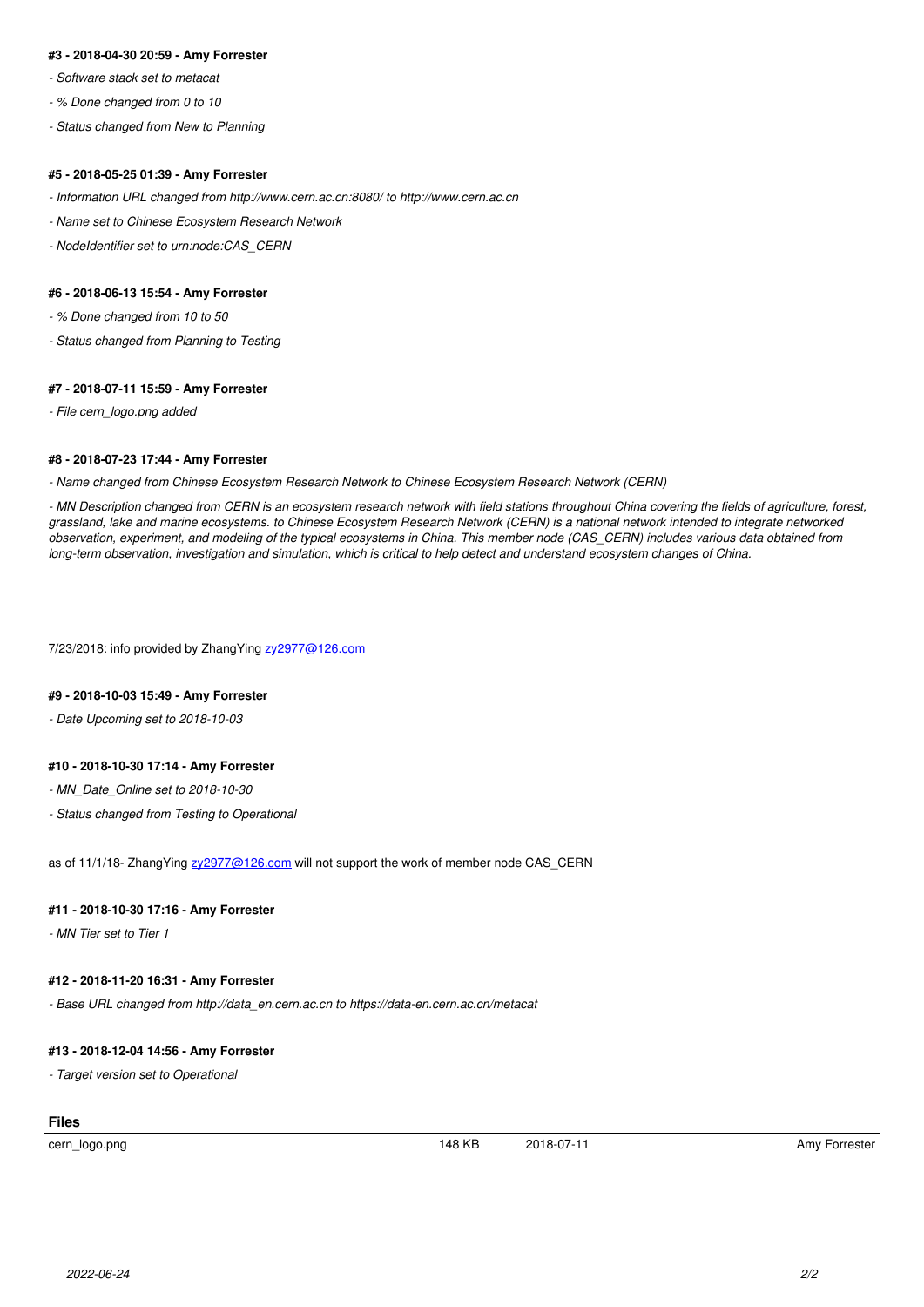#### #3 - 2018-04-30 20:59 - Amy Forrester

- *Software stack set to metacat*
- *% Done changed from 0 to 10*
- *Status changed from New to Planning*

#### #5 - 2018-05-25 01:39 - Amy Forrester

- *Information URL changed from http://www.cern.ac.cn:8080/ to http://www.cern.ac.cn*
- *Name set to Chinese Ecosystem Research Network*
- *NodeIdentifier set to urn:node:CAS_CERN*

#### #6 - 2018-06-13 15:54 - Amy Forrester

- *% Done changed from 10 to 50*
- *Status changed from Planning to Testing*

#### #7 - 2018-07-11 15:59 - Amy Forrester

- *File cern_logo.png added*

#### #8 - 2018-07-23 17:44 - Amy Forrester

- *Name changed from Chinese Ecosystem Research Network to Chinese Ecosystem Research Network (CERN)*
- *MN Description changed from CERN is an ecosystem research network with field stations throughout China covering the fields of agriculture, forest, grassland, lake and marine ecosystems. to Chinese Ecosystem Research Network (CERN) is a national network intended to integrate networked observation, experiment, and modeling of the typical ecosystems in China. This member node (CAS_CERN) includes various data obtained from long-term observation, investigation and simulation, which is critical to help detect and understand ecosystem changes of China.*

7/23/2018: info provided by ZhangYing zy2977@126.com

#### #9 - 2018-10-03 15:49 - Amy Forrester

- *Date Upcoming set to 2018-10-03*

#### #10 - 2018-10-30 17:14 - Amy Forrester

- *MN_Date_Online set to 2018-10-30*
- *Status changed from Testing to Operational*

as of 11/1/18- ZhangYing zy2977@126.com will not support the work of member node CAS_CERN

#### #11 - 2018-10-30 17:16 - Amy Forrester

- *MN Tier set to Tier 1*

#### #12 - 2018-11-20 16:31 - Amy Forrester

- *Base URL changed from http://data_en.cern.ac.cn to https://data-en.cern.ac.cn/metacat*

#### #13 - 2018-12-04 14:56 - Amy Forrester

- *Target version set to Operational*

#### Files

| | | | |
|---|---|---|---|
| cern_logo.png | 148 KB | 2018-07-11 | Amy Forrester |